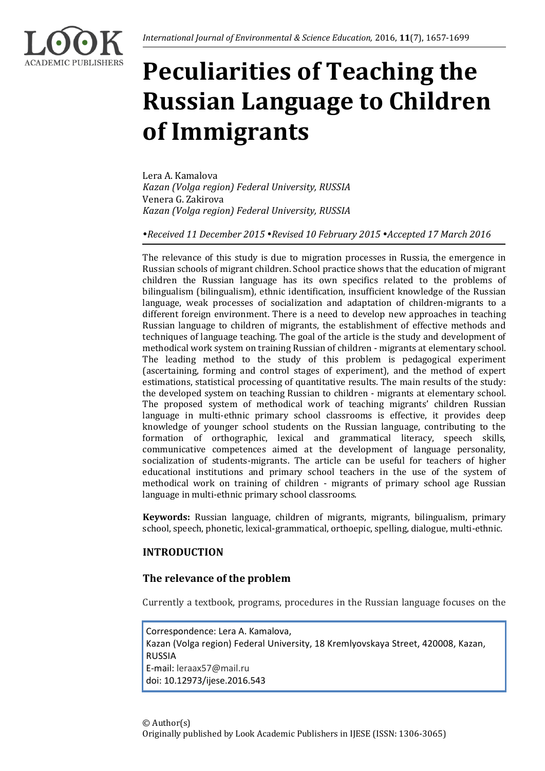# Peculiarities of Teaching the Russian Language to Children of Immigrants

Lera A. Kamalova
*Kazan (Volga region) Federal University, RUSSIA*
Venera G. Zakirova
*Kazan (Volga region) Federal University, RUSSIA*

*•Received 11 December 2015 •Revised 10 February 2015 •Accepted 17 March 2016*

The relevance of this study is due to migration processes in Russia, the emergence in Russian schools of migrant children. School practice shows that the education of migrant children the Russian language has its own specifics related to the problems of bilingualism (bilingualism), ethnic identification, insufficient knowledge of the Russian language, weak processes of socialization and adaptation of children-migrants to a different foreign environment. There is a need to develop new approaches in teaching Russian language to children of migrants, the establishment of effective methods and techniques of language teaching. The goal of the article is the study and development of methodical work system on training Russian of children - migrants at elementary school. The leading method to the study of this problem is pedagogical experiment (ascertaining, forming and control stages of experiment), and the method of expert estimations, statistical processing of quantitative results. The main results of the study: the developed system on teaching Russian to children - migrants at elementary school. The proposed system of methodical work of teaching migrants' children Russian language in multi-ethnic primary school classrooms is effective, it provides deep knowledge of younger school students on the Russian language, contributing to the formation of orthographic, lexical and grammatical literacy, speech skills, communicative competences aimed at the development of language personality, socialization of students-migrants. The article can be useful for teachers of higher educational institutions and primary school teachers in the use of the system of methodical work on training of children - migrants of primary school age Russian language in multi-ethnic primary school classrooms.

**Keywords:** Russian language, children of migrants, migrants, bilingualism, primary school, speech, phonetic, lexical-grammatical, orthoepic, spelling, dialogue, multi-ethnic.

## INTRODUCTION

### The relevance of the problem

Currently a textbook, programs, procedures in the Russian language focuses on the

Correspondence: Lera A. Kamalova,
Kazan (Volga region) Federal University, 18 Kremlyovskaya Street, 420008, Kazan, RUSSIA
E-mail: leraax57@mail.ru
doi: 10.12973/ijese.2016.543

© Author(s)
Originally published by Look Academic Publishers in IJESE (ISSN: 1306-3065)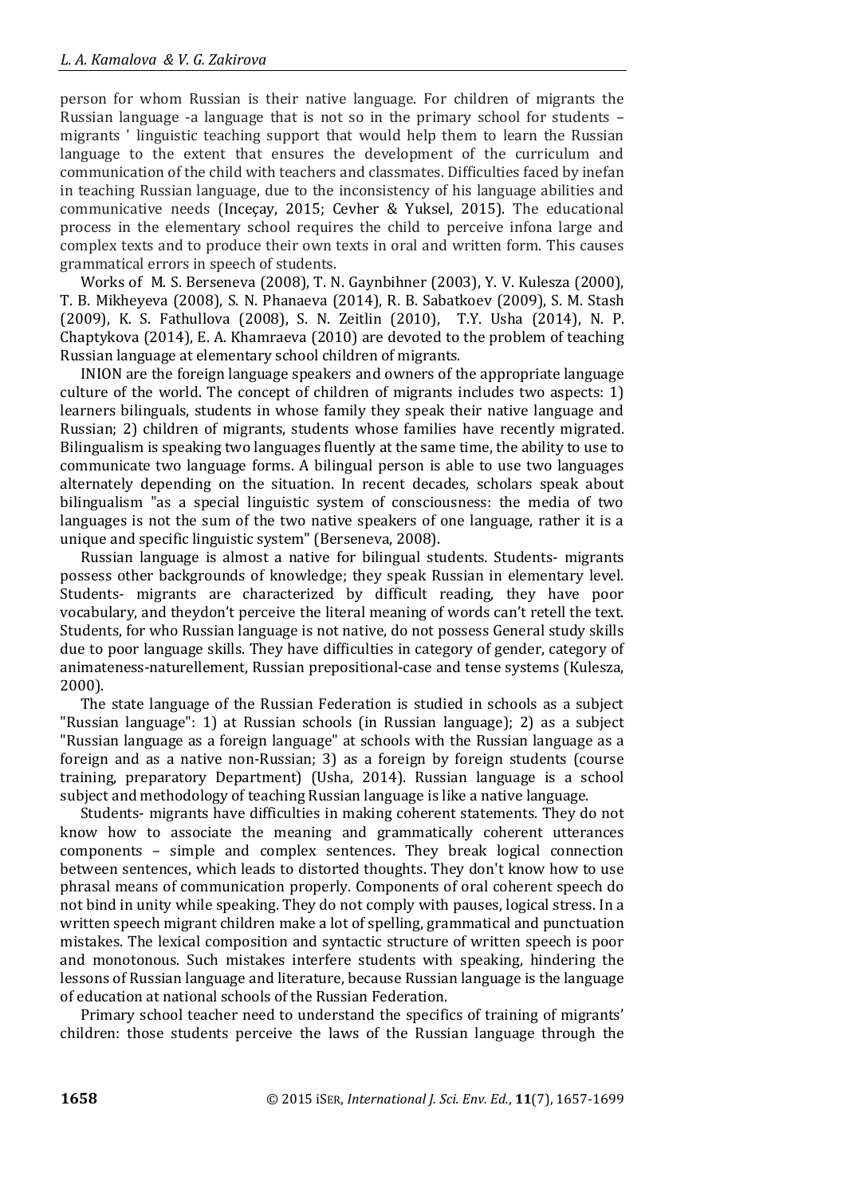person for whom Russian is their native language. For children of migrants the Russian language -a language that is not so in the primary school for students – migrants ' linguistic teaching support that would help them to learn the Russian language to the extent that ensures the development of the curriculum and communication of the child with teachers and classmates. Difficulties faced by inefan in teaching Russian language, due to the inconsistency of his language abilities and communicative needs (Inceçay, 2015; Cevher & Yuksel, 2015). The educational process in the elementary school requires the child to perceive infona large and complex texts and to produce their own texts in oral and written form. This causes grammatical errors in speech of students.

Works of M. S. Berseneva (2008), T. N. Gaynbihner (2003), Y. V. Kulesza (2000), T. B. Mikheyeva (2008), S. N. Phanaeva (2014), R. B. Sabatkoev (2009), S. M. Stash (2009), K. S. Fathullova (2008), S. N. Zeitlin (2010), T.Y. Usha (2014), N. P. Chaptykova (2014), E. A. Khamraeva (2010) are devoted to the problem of teaching Russian language at elementary school children of migrants.

INION are the foreign language speakers and owners of the appropriate language culture of the world. The concept of children of migrants includes two aspects: 1) learners bilinguals, students in whose family they speak their native language and Russian; 2) children of migrants, students whose families have recently migrated. Bilingualism is speaking two languages fluently at the same time, the ability to use to communicate two language forms. A bilingual person is able to use two languages alternately depending on the situation. In recent decades, scholars speak about bilingualism "as a special linguistic system of consciousness: the media of two languages is not the sum of the two native speakers of one language, rather it is a unique and specific linguistic system" (Berseneva, 2008).

Russian language is almost a native for bilingual students. Students- migrants possess other backgrounds of knowledge; they speak Russian in elementary level. Students- migrants are characterized by difficult reading, they have poor vocabulary, and theydon't perceive the literal meaning of words can't retell the text. Students, for who Russian language is not native, do not possess General study skills due to poor language skills. They have difficulties in category of gender, category of animateness-naturellement, Russian prepositional-case and tense systems (Kulesza, 2000).

The state language of the Russian Federation is studied in schools as a subject "Russian language": 1) at Russian schools (in Russian language); 2) as a subject "Russian language as a foreign language" at schools with the Russian language as a foreign and as a native non-Russian; 3) as a foreign by foreign students (course training, preparatory Department) (Usha, 2014). Russian language is a school subject and methodology of teaching Russian language is like a native language.

Students- migrants have difficulties in making coherent statements. They do not know how to associate the meaning and grammatically coherent utterances components – simple and complex sentences. They break logical connection between sentences, which leads to distorted thoughts. They don't know how to use phrasal means of communication properly. Components of oral coherent speech do not bind in unity while speaking. They do not comply with pauses, logical stress. In a written speech migrant children make a lot of spelling, grammatical and punctuation mistakes. The lexical composition and syntactic structure of written speech is poor and monotonous. Such mistakes interfere students with speaking, hindering the lessons of Russian language and literature, because Russian language is the language of education at national schools of the Russian Federation.

Primary school teacher need to understand the specifics of training of migrants' children: those students perceive the laws of the Russian language through the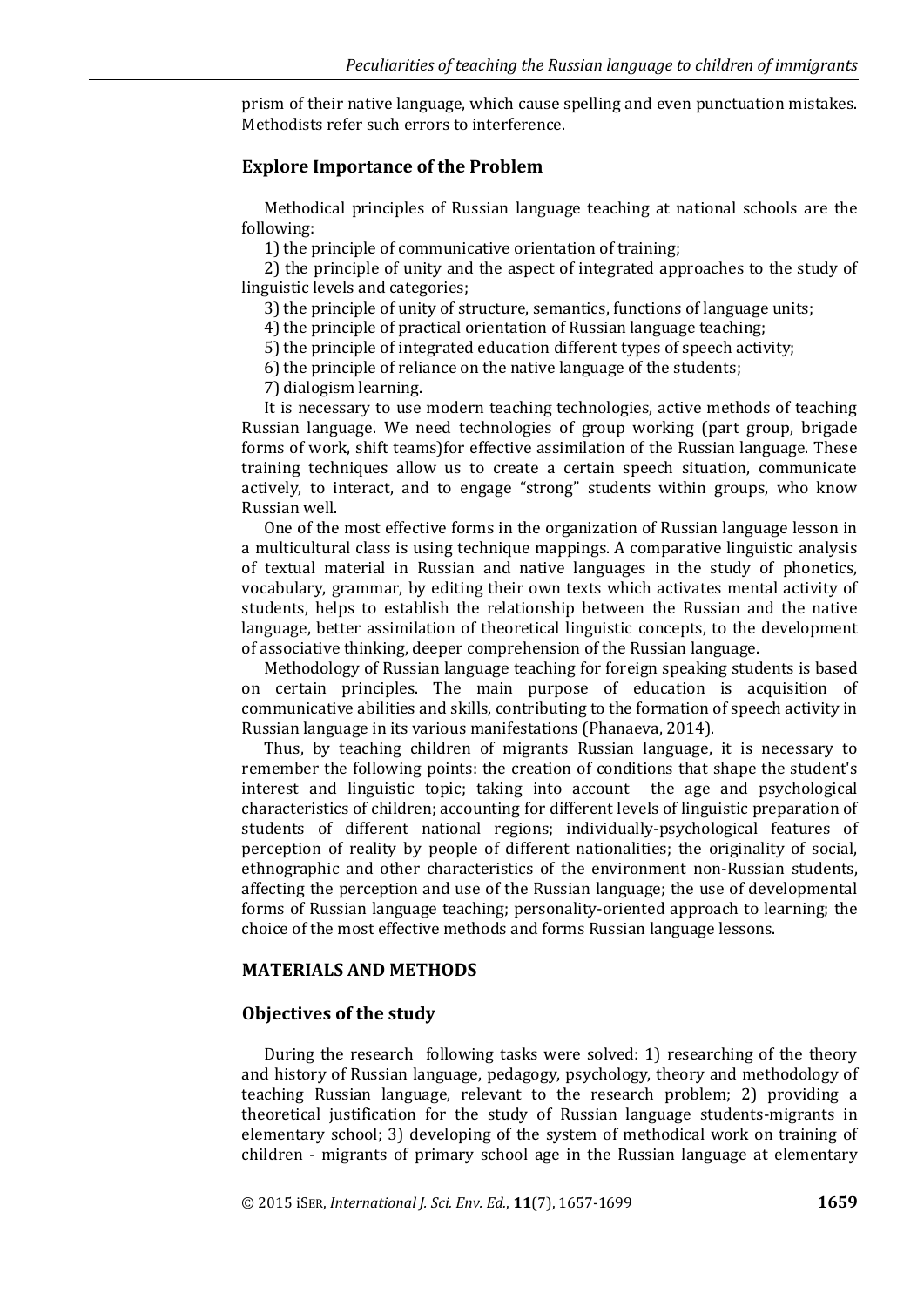prism of their native language, which cause spelling and even punctuation mistakes. Methodists refer such errors to interference.

### Explore Importance of the Problem

Methodical principles of Russian language teaching at national schools are the following:

1) the principle of communicative orientation of training;

2) the principle of unity and the aspect of integrated approaches to the study of linguistic levels and categories;

3) the principle of unity of structure, semantics, functions of language units;

4) the principle of practical orientation of Russian language teaching;

5) the principle of integrated education different types of speech activity;

6) the principle of reliance on the native language of the students;

7) dialogism learning.

It is necessary to use modern teaching technologies, active methods of teaching Russian language. We need technologies of group working (part group, brigade forms of work, shift teams)for effective assimilation of the Russian language. These training techniques allow us to create a certain speech situation, communicate actively, to interact, and to engage "strong" students within groups, who know Russian well.

One of the most effective forms in the organization of Russian language lesson in a multicultural class is using technique mappings. A comparative linguistic analysis of textual material in Russian and native languages in the study of phonetics, vocabulary, grammar, by editing their own texts which activates mental activity of students, helps to establish the relationship between the Russian and the native language, better assimilation of theoretical linguistic concepts, to the development of associative thinking, deeper comprehension of the Russian language.

Methodology of Russian language teaching for foreign speaking students is based on certain principles. The main purpose of education is acquisition of communicative abilities and skills, contributing to the formation of speech activity in Russian language in its various manifestations (Phanaeva, 2014).

Thus, by teaching children of migrants Russian language, it is necessary to remember the following points: the creation of conditions that shape the student's interest and linguistic topic; taking into account the age and psychological characteristics of children; accounting for different levels of linguistic preparation of students of different national regions; individually-psychological features of perception of reality by people of different nationalities; the originality of social, ethnographic and other characteristics of the environment non-Russian students, affecting the perception and use of the Russian language; the use of developmental forms of Russian language teaching; personality-oriented approach to learning; the choice of the most effective methods and forms Russian language lessons.

## MATERIALS AND METHODS

### Objectives of the study

During the research following tasks were solved: 1) researching of the theory and history of Russian language, pedagogy, psychology, theory and methodology of teaching Russian language, relevant to the research problem; 2) providing a theoretical justification for the study of Russian language students-migrants in elementary school; 3) developing of the system of methodical work on training of children - migrants of primary school age in the Russian language at elementary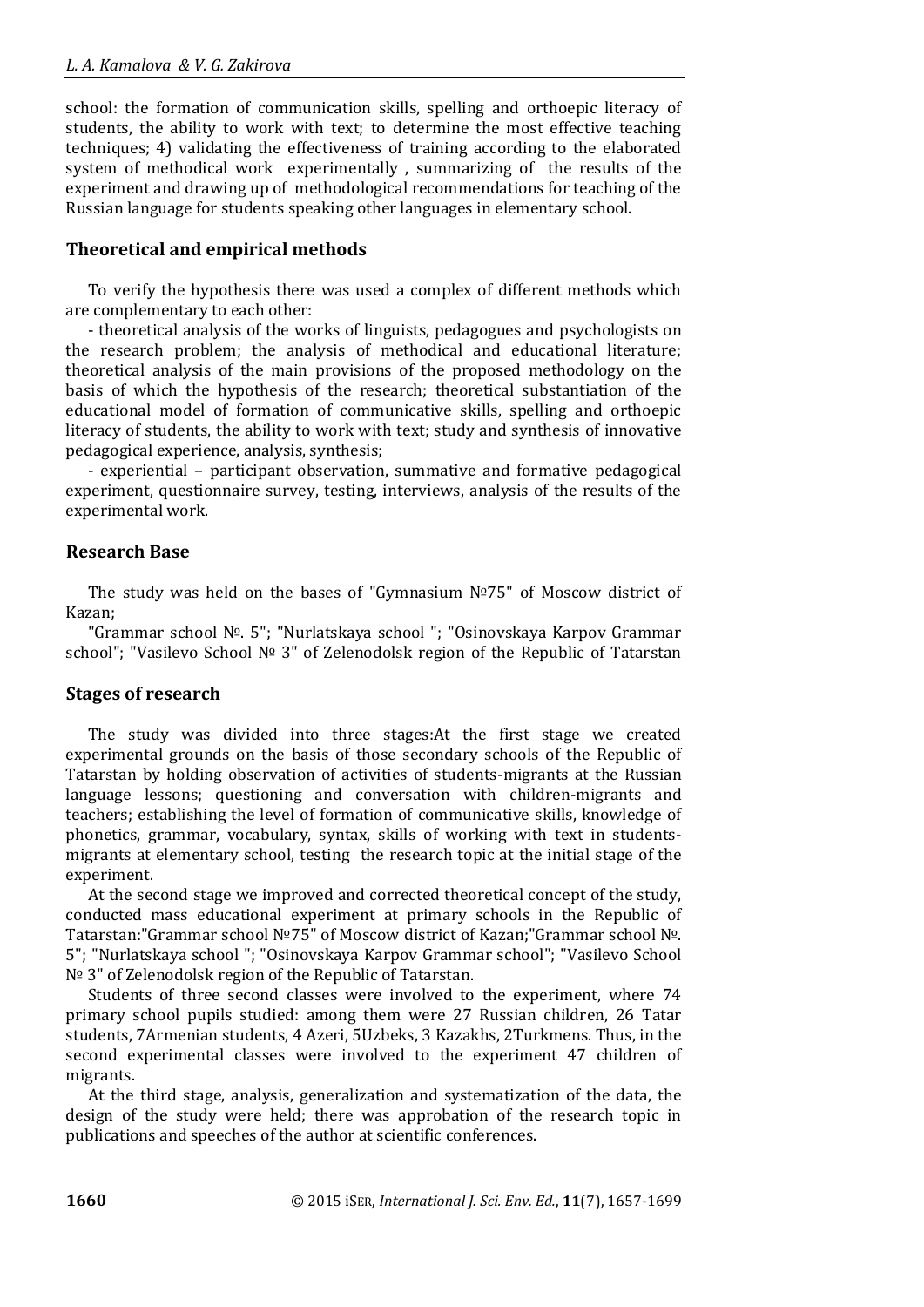school: the formation of communication skills, spelling and orthoepic literacy of students, the ability to work with text; to determine the most effective teaching techniques; 4) validating the effectiveness of training according to the elaborated system of methodical work experimentally , summarizing of the results of the experiment and drawing up of methodological recommendations for teaching of the Russian language for students speaking other languages in elementary school.

## Theoretical and empirical methods

To verify the hypothesis there was used a complex of different methods which are complementary to each other:

- theoretical analysis of the works of linguists, pedagogues and psychologists on the research problem; the analysis of methodical and educational literature; theoretical analysis of the main provisions of the proposed methodology on the basis of which the hypothesis of the research; theoretical substantiation of the educational model of formation of communicative skills, spelling and orthoepic literacy of students, the ability to work with text; study and synthesis of innovative pedagogical experience, analysis, synthesis;

- experiential – participant observation, summative and formative pedagogical experiment, questionnaire survey, testing, interviews, analysis of the results of the experimental work.

## Research Base

The study was held on the bases of "Gymnasium №75" of Moscow district of Kazan;

"Grammar school №. 5"; "Nurlatskaya school "; "Osinovskaya Karpov Grammar school"; "Vasilevo School № 3" of Zelenodolsk region of the Republic of Tatarstan

## Stages of research

The study was divided into three stages:At the first stage we created experimental grounds on the basis of those secondary schools of the Republic of Tatarstan by holding observation of activities of students-migrants at the Russian language lessons; questioning and conversation with children-migrants and teachers; establishing the level of formation of communicative skills, knowledge of phonetics, grammar, vocabulary, syntax, skills of working with text in students-migrants at elementary school, testing the research topic at the initial stage of the experiment.

At the second stage we improved and corrected theoretical concept of the study, conducted mass educational experiment at primary schools in the Republic of Tatarstan:"Grammar school №75" of Moscow district of Kazan;"Grammar school №. 5"; "Nurlatskaya school "; "Osinovskaya Karpov Grammar school"; "Vasilevo School № 3" of Zelenodolsk region of the Republic of Tatarstan.

Students of three second classes were involved to the experiment, where 74 primary school pupils studied: among them were 27 Russian children, 26 Tatar students, 7Armenian students, 4 Azeri, 5Uzbeks, 3 Kazakhs, 2Turkmens. Thus, in the second experimental classes were involved to the experiment 47 children of migrants.

At the third stage, analysis, generalization and systematization of the data, the design of the study were held; there was approbation of the research topic in publications and speeches of the author at scientific conferences.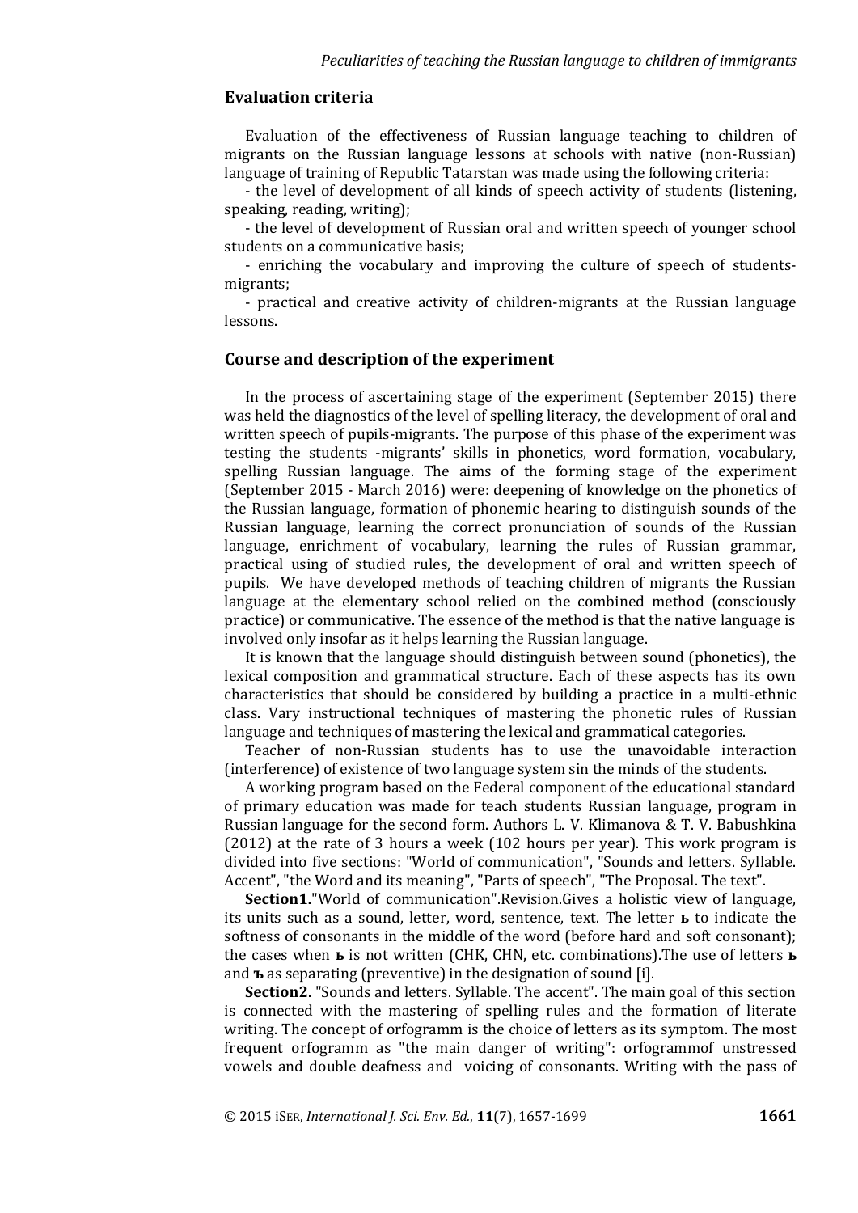## Evaluation criteria

Evaluation of the effectiveness of Russian language teaching to children of migrants on the Russian language lessons at schools with native (non-Russian) language of training of Republic Tatarstan was made using the following criteria:

- the level of development of all kinds of speech activity of students (listening, speaking, reading, writing);
- the level of development of Russian oral and written speech of younger school students on a communicative basis;
- enriching the vocabulary and improving the culture of speech of students-migrants;
- practical and creative activity of children-migrants at the Russian language lessons.

## Course and description of the experiment

In the process of ascertaining stage of the experiment (September 2015) there was held the diagnostics of the level of spelling literacy, the development of oral and written speech of pupils-migrants. The purpose of this phase of the experiment was testing the students -migrants' skills in phonetics, word formation, vocabulary, spelling Russian language. The aims of the forming stage of the experiment (September 2015 - March 2016) were: deepening of knowledge on the phonetics of the Russian language, formation of phonemic hearing to distinguish sounds of the Russian language, learning the correct pronunciation of sounds of the Russian language, enrichment of vocabulary, learning the rules of Russian grammar, practical using of studied rules, the development of oral and written speech of pupils. We have developed methods of teaching children of migrants the Russian language at the elementary school relied on the combined method (consciously practice) or communicative. The essence of the method is that the native language is involved only insofar as it helps learning the Russian language.

It is known that the language should distinguish between sound (phonetics), the lexical composition and grammatical structure. Each of these aspects has its own characteristics that should be considered by building a practice in a multi-ethnic class. Vary instructional techniques of mastering the phonetic rules of Russian language and techniques of mastering the lexical and grammatical categories.

Teacher of non-Russian students has to use the unavoidable interaction (interference) of existence of two language system sin the minds of the students.

A working program based on the Federal component of the educational standard of primary education was made for teach students Russian language, program in Russian language for the second form. Authors L. V. Klimanova & T. V. Babushkina (2012) at the rate of 3 hours a week (102 hours per year). This work program is divided into five sections: "World of communication", "Sounds and letters. Syllable. Accent", "the Word and its meaning", "Parts of speech", "The Proposal. The text".

**Section1.**"World of communication".Revision.Gives a holistic view of language, its units such as a sound, letter, word, sentence, text. The letter **ь** to indicate the softness of consonants in the middle of the word (before hard and soft consonant); the cases when **ь** is not written (CHK, CHN, etc. combinations).The use of letters **ь** and **ъ** as separating (preventive) in the designation of sound [i].

**Section2.** "Sounds and letters. Syllable. The accent". The main goal of this section is connected with the mastering of spelling rules and the formation of literate writing. The concept of orfogramm is the choice of letters as its symptom. The most frequent orfogramm as "the main danger of writing": orfogrammof unstressed vowels and double deafness and voicing of consonants. Writing with the pass of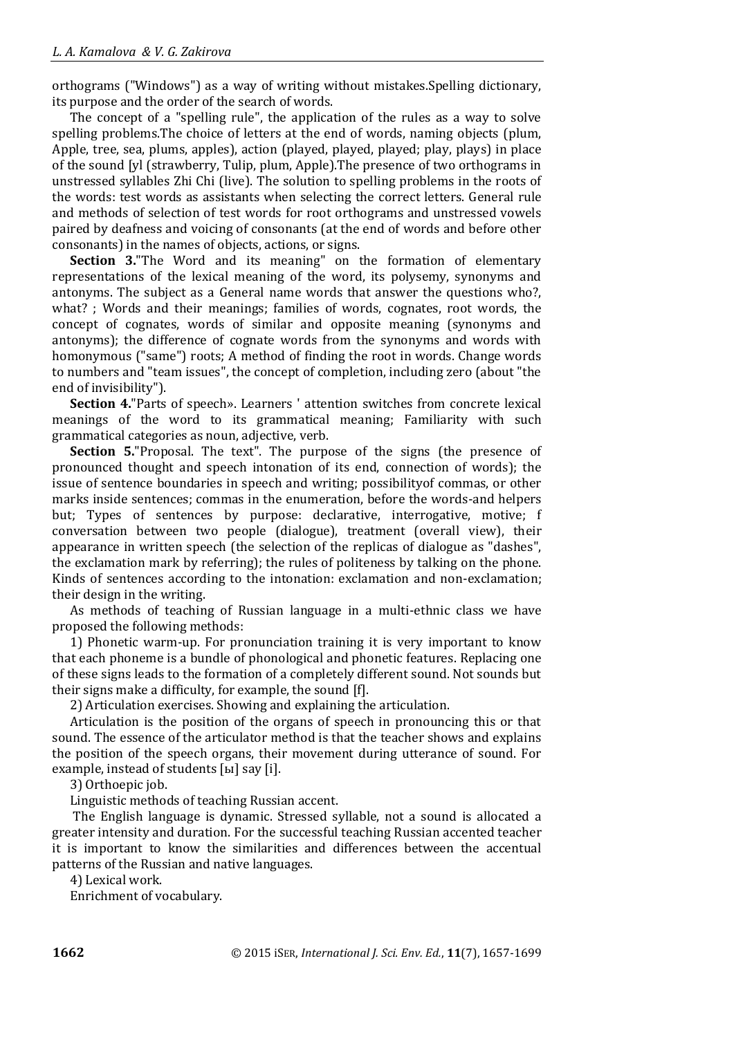orthograms ("Windows") as a way of writing without mistakes.Spelling dictionary, its purpose and the order of the search of words.

The concept of a "spelling rule", the application of the rules as a way to solve spelling problems.The choice of letters at the end of words, naming objects (plum, Apple, tree, sea, plums, apples), action (played, played, played; play, plays) in place of the sound [yl (strawberry, Tulip, plum, Apple).The presence of two orthograms in unstressed syllables Zhi Chi (live). The solution to spelling problems in the roots of the words: test words as assistants when selecting the correct letters. General rule and methods of selection of test words for root orthograms and unstressed vowels paired by deafness and voicing of consonants (at the end of words and before other consonants) in the names of objects, actions, or signs.

**Section 3.**"The Word and its meaning" on the formation of elementary representations of the lexical meaning of the word, its polysemy, synonyms and antonyms. The subject as a General name words that answer the questions who?, what? ; Words and their meanings; families of words, cognates, root words, the concept of cognates, words of similar and opposite meaning (synonyms and antonyms); the difference of cognate words from the synonyms and words with homonymous ("same") roots; A method of finding the root in words. Change words to numbers and "team issues", the concept of completion, including zero (about "the end of invisibility").

**Section 4.**"Parts of speech». Learners ' attention switches from concrete lexical meanings of the word to its grammatical meaning; Familiarity with such grammatical categories as noun, adjective, verb.

**Section 5.**"Proposal. The text". The purpose of the signs (the presence of pronounced thought and speech intonation of its end, connection of words); the issue of sentence boundaries in speech and writing; possibilityof commas, or other marks inside sentences; commas in the enumeration, before the words-and helpers but; Types of sentences by purpose: declarative, interrogative, motive; f conversation between two people (dialogue), treatment (overall view), their appearance in written speech (the selection of the replicas of dialogue as "dashes", the exclamation mark by referring); the rules of politeness by talking on the phone. Kinds of sentences according to the intonation: exclamation and non-exclamation; their design in the writing.

As methods of teaching of Russian language in a multi-ethnic class we have proposed the following methods:

1) Phonetic warm-up. For pronunciation training it is very important to know that each phoneme is a bundle of phonological and phonetic features. Replacing one of these signs leads to the formation of a completely different sound. Not sounds but their signs make a difficulty, for example, the sound [f].

2) Articulation exercises. Showing and explaining the articulation.

Articulation is the position of the organs of speech in pronouncing this or that sound. The essence of the articulator method is that the teacher shows and explains the position of the speech organs, their movement during utterance of sound. For example, instead of students [ы] say [i].

3) Orthoepic job.

Linguistic methods of teaching Russian accent.

The English language is dynamic. Stressed syllable, not a sound is allocated a greater intensity and duration. For the successful teaching Russian accented teacher it is important to know the similarities and differences between the accentual patterns of the Russian and native languages.

4) Lexical work.

Enrichment of vocabulary.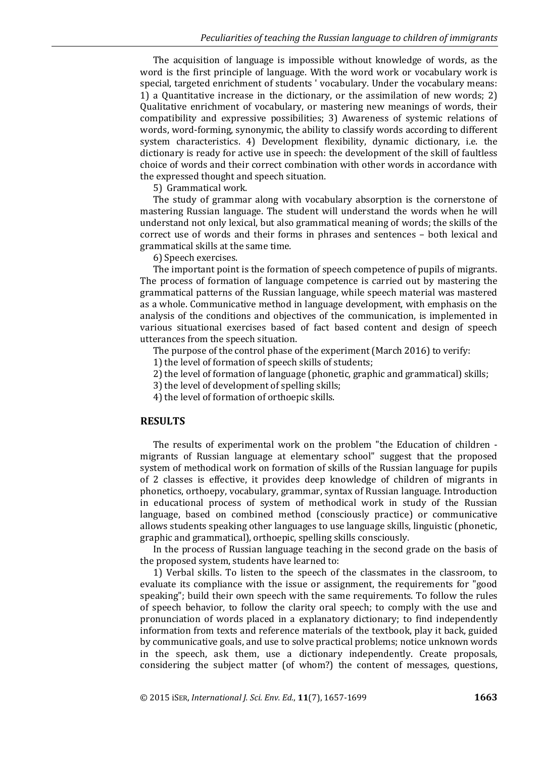The acquisition of language is impossible without knowledge of words, as the word is the first principle of language. With the word work or vocabulary work is special, targeted enrichment of students ' vocabulary. Under the vocabulary means: 1) a Quantitative increase in the dictionary, or the assimilation of new words; 2) Qualitative enrichment of vocabulary, or mastering new meanings of words, their compatibility and expressive possibilities; 3) Awareness of systemic relations of words, word-forming, synonymic, the ability to classify words according to different system characteristics. 4) Development flexibility, dynamic dictionary, i.e. the dictionary is ready for active use in speech: the development of the skill of faultless choice of words and their correct combination with other words in accordance with the expressed thought and speech situation.

5) Grammatical work.

The study of grammar along with vocabulary absorption is the cornerstone of mastering Russian language. The student will understand the words when he will understand not only lexical, but also grammatical meaning of words; the skills of the correct use of words and their forms in phrases and sentences – both lexical and grammatical skills at the same time.

6) Speech exercises.

The important point is the formation of speech competence of pupils of migrants. The process of formation of language competence is carried out by mastering the grammatical patterns of the Russian language, while speech material was mastered as a whole. Communicative method in language development, with emphasis on the analysis of the conditions and objectives of the communication, is implemented in various situational exercises based of fact based content and design of speech utterances from the speech situation.

The purpose of the control phase of the experiment (March 2016) to verify:

1) the level of formation of speech skills of students;

2) the level of formation of language (phonetic, graphic and grammatical) skills;

3) the level of development of spelling skills;

4) the level of formation of orthoepic skills.

## RESULTS

The results of experimental work on the problem "the Education of children - migrants of Russian language at elementary school" suggest that the proposed system of methodical work on formation of skills of the Russian language for pupils of 2 classes is effective, it provides deep knowledge of children of migrants in phonetics, orthoepy, vocabulary, grammar, syntax of Russian language. Introduction in educational process of system of methodical work in study of the Russian language, based on combined method (consciously practice) or communicative allows students speaking other languages to use language skills, linguistic (phonetic, graphic and grammatical), orthoepic, spelling skills consciously.

In the process of Russian language teaching in the second grade on the basis of the proposed system, students have learned to:

1) Verbal skills. To listen to the speech of the classmates in the classroom, to evaluate its compliance with the issue or assignment, the requirements for "good speaking"; build their own speech with the same requirements. To follow the rules of speech behavior, to follow the clarity oral speech; to comply with the use and pronunciation of words placed in a explanatory dictionary; to find independently information from texts and reference materials of the textbook, play it back, guided by communicative goals, and use to solve practical problems; notice unknown words in the speech, ask them, use a dictionary independently. Create proposals, considering the subject matter (of whom?) the content of messages, questions,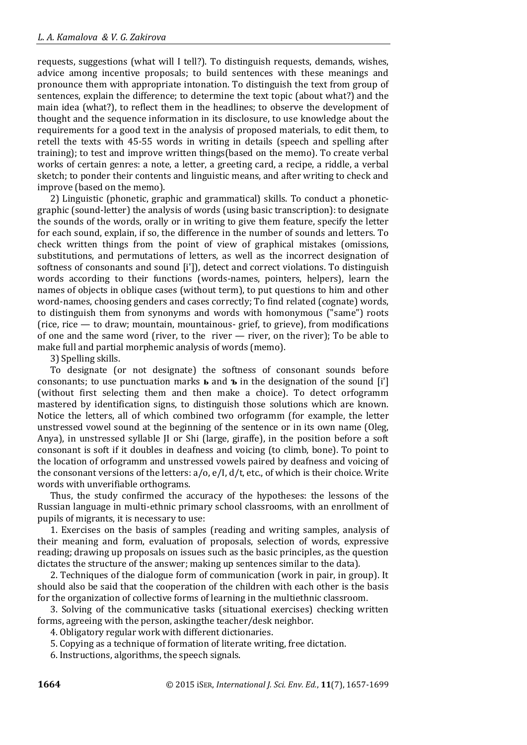requests, suggestions (what will I tell?). To distinguish requests, demands, wishes, advice among incentive proposals; to build sentences with these meanings and pronounce them with appropriate intonation. To distinguish the text from group of sentences, explain the difference; to determine the text topic (about what?) and the main idea (what?), to reflect them in the headlines; to observe the development of thought and the sequence information in its disclosure, to use knowledge about the requirements for a good text in the analysis of proposed materials, to edit them, to retell the texts with 45-55 words in writing in details (speech and spelling after training); to test and improve written things(based on the memo). To create verbal works of certain genres: a note, a letter, a greeting card, a recipe, a riddle, a verbal sketch; to ponder their contents and linguistic means, and after writing to check and improve (based on the memo).

2) Linguistic (phonetic, graphic and grammatical) skills. To conduct a phonetic-graphic (sound-letter) the analysis of words (using basic transcription): to designate the sounds of the words, orally or in writing to give them feature, specify the letter for each sound, explain, if so, the difference in the number of sounds and letters. To check written things from the point of view of graphical mistakes (omissions, substitutions, and permutations of letters, as well as the incorrect designation of softness of consonants and sound [i']), detect and correct violations. To distinguish words according to their functions (words-names, pointers, helpers), learn the names of objects in oblique cases (without term), to put questions to him and other word-names, choosing genders and cases correctly; To find related (cognate) words, to distinguish them from synonyms and words with homonymous ("same") roots (rice, rice — to draw; mountain, mountainous- grief, to grieve), from modifications of one and the same word (river, to the river — river, on the river); To be able to make full and partial morphemic analysis of words (memo).

3) Spelling skills.

To designate (or not designate) the softness of consonant sounds before consonants; to use punctuation marks **ь** and **ъ** in the designation of the sound [i'] (without first selecting them and then make a choice). To detect orfogramm mastered by identification signs, to distinguish those solutions which are known. Notice the letters, all of which combined two orfogramm (for example, the letter unstressed vowel sound at the beginning of the sentence or in its own name (Oleg, Anya), in unstressed syllable JI or Shi (large, giraffe), in the position before a soft consonant is soft if it doubles in deafness and voicing (to climb, bone). To point to the location of orfogramm and unstressed vowels paired by deafness and voicing of the consonant versions of the letters: a/o, e/I, d/t, etc., of which is their choice. Write words with unverifiable orthograms.

Thus, the study confirmed the accuracy of the hypotheses: the lessons of the Russian language in multi-ethnic primary school classrooms, with an enrollment of pupils of migrants, it is necessary to use:

1. Exercises on the basis of samples (reading and writing samples, analysis of their meaning and form, evaluation of proposals, selection of words, expressive reading; drawing up proposals on issues such as the basic principles, as the question dictates the structure of the answer; making up sentences similar to the data).

2. Techniques of the dialogue form of communication (work in pair, in group). It should also be said that the cooperation of the children with each other is the basis for the organization of collective forms of learning in the multiethnic classroom.

3. Solving of the communicative tasks (situational exercises) checking written forms, agreeing with the person, askingthe teacher/desk neighbor.

4. Obligatory regular work with different dictionaries.

5. Copying as a technique of formation of literate writing, free dictation.

6. Instructions, algorithms, the speech signals.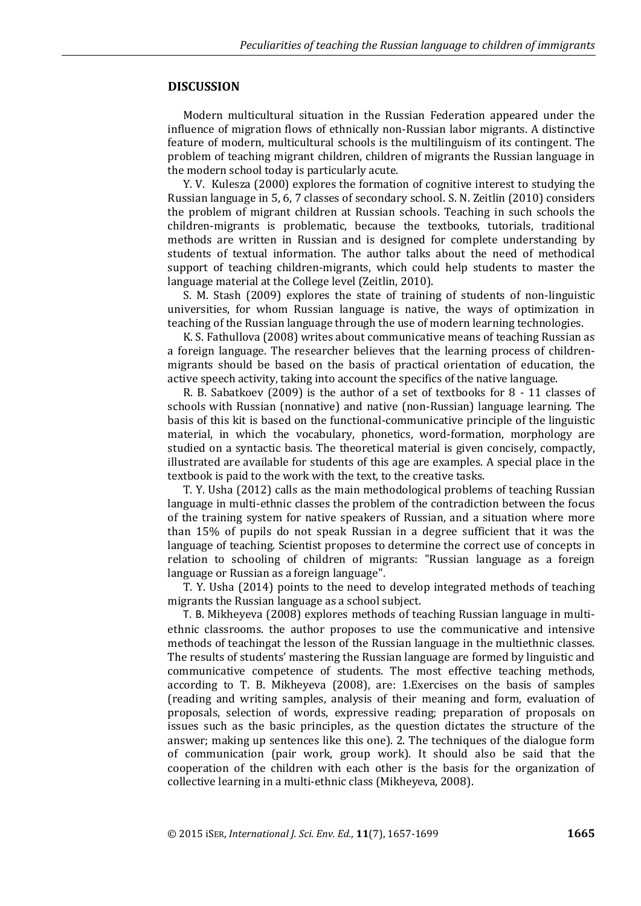## DISCUSSION

Modern multicultural situation in the Russian Federation appeared under the influence of migration flows of ethnically non-Russian labor migrants. A distinctive feature of modern, multicultural schools is the multilinguism of its contingent. The problem of teaching migrant children, children of migrants the Russian language in the modern school today is particularly acute.

Y. V. Kulesza (2000) explores the formation of cognitive interest to studying the Russian language in 5, 6, 7 classes of secondary school. S. N. Zeitlin (2010) considers the problem of migrant children at Russian schools. Teaching in such schools the children-migrants is problematic, because the textbooks, tutorials, traditional methods are written in Russian and is designed for complete understanding by students of textual information. The author talks about the need of methodical support of teaching children-migrants, which could help students to master the language material at the College level (Zeitlin, 2010).

S. M. Stash (2009) explores the state of training of students of non-linguistic universities, for whom Russian language is native, the ways of optimization in teaching of the Russian language through the use of modern learning technologies.

K. S. Fathullova (2008) writes about communicative means of teaching Russian as a foreign language. The researcher believes that the learning process of children-migrants should be based on the basis of practical orientation of education, the active speech activity, taking into account the specifics of the native language.

R. B. Sabatkoev (2009) is the author of a set of textbooks for 8 - 11 classes of schools with Russian (nonnative) and native (non-Russian) language learning. The basis of this kit is based on the functional-communicative principle of the linguistic material, in which the vocabulary, phonetics, word-formation, morphology are studied on a syntactic basis. The theoretical material is given concisely, compactly, illustrated are available for students of this age are examples. A special place in the textbook is paid to the work with the text, to the creative tasks.

T. Y. Usha (2012) calls as the main methodological problems of teaching Russian language in multi-ethnic classes the problem of the contradiction between the focus of the training system for native speakers of Russian, and a situation where more than 15% of pupils do not speak Russian in a degree sufficient that it was the language of teaching. Scientist proposes to determine the correct use of concepts in relation to schooling of children of migrants: "Russian language as a foreign language or Russian as a foreign language".

T. Y. Usha (2014) points to the need to develop integrated methods of teaching migrants the Russian language as a school subject.

T. B. Mikheyeva (2008) explores methods of teaching Russian language in multi-ethnic classrooms. the author proposes to use the communicative and intensive methods of teachingat the lesson of the Russian language in the multiethnic classes. The results of students' mastering the Russian language are formed by linguistic and communicative competence of students. The most effective teaching methods, according to T. B. Mikheyeva (2008), are: 1.Exercises on the basis of samples (reading and writing samples, analysis of their meaning and form, evaluation of proposals, selection of words, expressive reading; preparation of proposals on issues such as the basic principles, as the question dictates the structure of the answer; making up sentences like this one). 2. The techniques of the dialogue form of communication (pair work, group work). It should also be said that the cooperation of the children with each other is the basis for the organization of collective learning in a multi-ethnic class (Mikheyeva, 2008).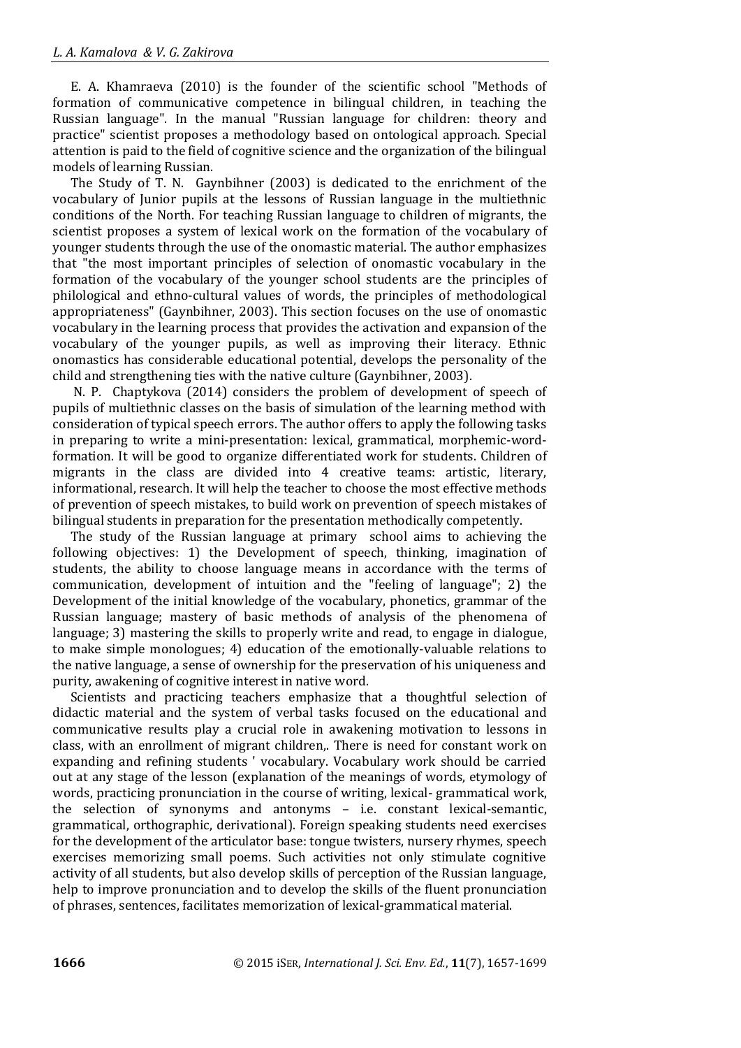E. A. Khamraeva (2010) is the founder of the scientific school "Methods of formation of communicative competence in bilingual children, in teaching the Russian language". In the manual "Russian language for children: theory and practice" scientist proposes a methodology based on ontological approach. Special attention is paid to the field of cognitive science and the organization of the bilingual models of learning Russian.

The Study of T. N. Gaynbihner (2003) is dedicated to the enrichment of the vocabulary of Junior pupils at the lessons of Russian language in the multiethnic conditions of the North. For teaching Russian language to children of migrants, the scientist proposes a system of lexical work on the formation of the vocabulary of younger students through the use of the onomastic material. The author emphasizes that "the most important principles of selection of onomastic vocabulary in the formation of the vocabulary of the younger school students are the principles of philological and ethno-cultural values of words, the principles of methodological appropriateness" (Gaynbihner, 2003). This section focuses on the use of onomastic vocabulary in the learning process that provides the activation and expansion of the vocabulary of the younger pupils, as well as improving their literacy. Ethnic onomastics has considerable educational potential, develops the personality of the child and strengthening ties with the native culture (Gaynbihner, 2003).

N. P. Chaptykova (2014) considers the problem of development of speech of pupils of multiethnic classes on the basis of simulation of the learning method with consideration of typical speech errors. The author offers to apply the following tasks in preparing to write a mini-presentation: lexical, grammatical, morphemic-word-formation. It will be good to organize differentiated work for students. Children of migrants in the class are divided into 4 creative teams: artistic, literary, informational, research. It will help the teacher to choose the most effective methods of prevention of speech mistakes, to build work on prevention of speech mistakes of bilingual students in preparation for the presentation methodically competently.

The study of the Russian language at primary school aims to achieving the following objectives: 1) the Development of speech, thinking, imagination of students, the ability to choose language means in accordance with the terms of communication, development of intuition and the "feeling of language"; 2) the Development of the initial knowledge of the vocabulary, phonetics, grammar of the Russian language; mastery of basic methods of analysis of the phenomena of language; 3) mastering the skills to properly write and read, to engage in dialogue, to make simple monologues; 4) education of the emotionally-valuable relations to the native language, a sense of ownership for the preservation of his uniqueness and purity, awakening of cognitive interest in native word.

Scientists and practicing teachers emphasize that a thoughtful selection of didactic material and the system of verbal tasks focused on the educational and communicative results play a crucial role in awakening motivation to lessons in class, with an enrollment of migrant children,. There is need for constant work on expanding and refining students ' vocabulary. Vocabulary work should be carried out at any stage of the lesson (explanation of the meanings of words, etymology of words, practicing pronunciation in the course of writing, lexical- grammatical work, the selection of synonyms and antonyms – i.e. constant lexical-semantic, grammatical, orthographic, derivational). Foreign speaking students need exercises for the development of the articulator base: tongue twisters, nursery rhymes, speech exercises memorizing small poems. Such activities not only stimulate cognitive activity of all students, but also develop skills of perception of the Russian language, help to improve pronunciation and to develop the skills of the fluent pronunciation of phrases, sentences, facilitates memorization of lexical-grammatical material.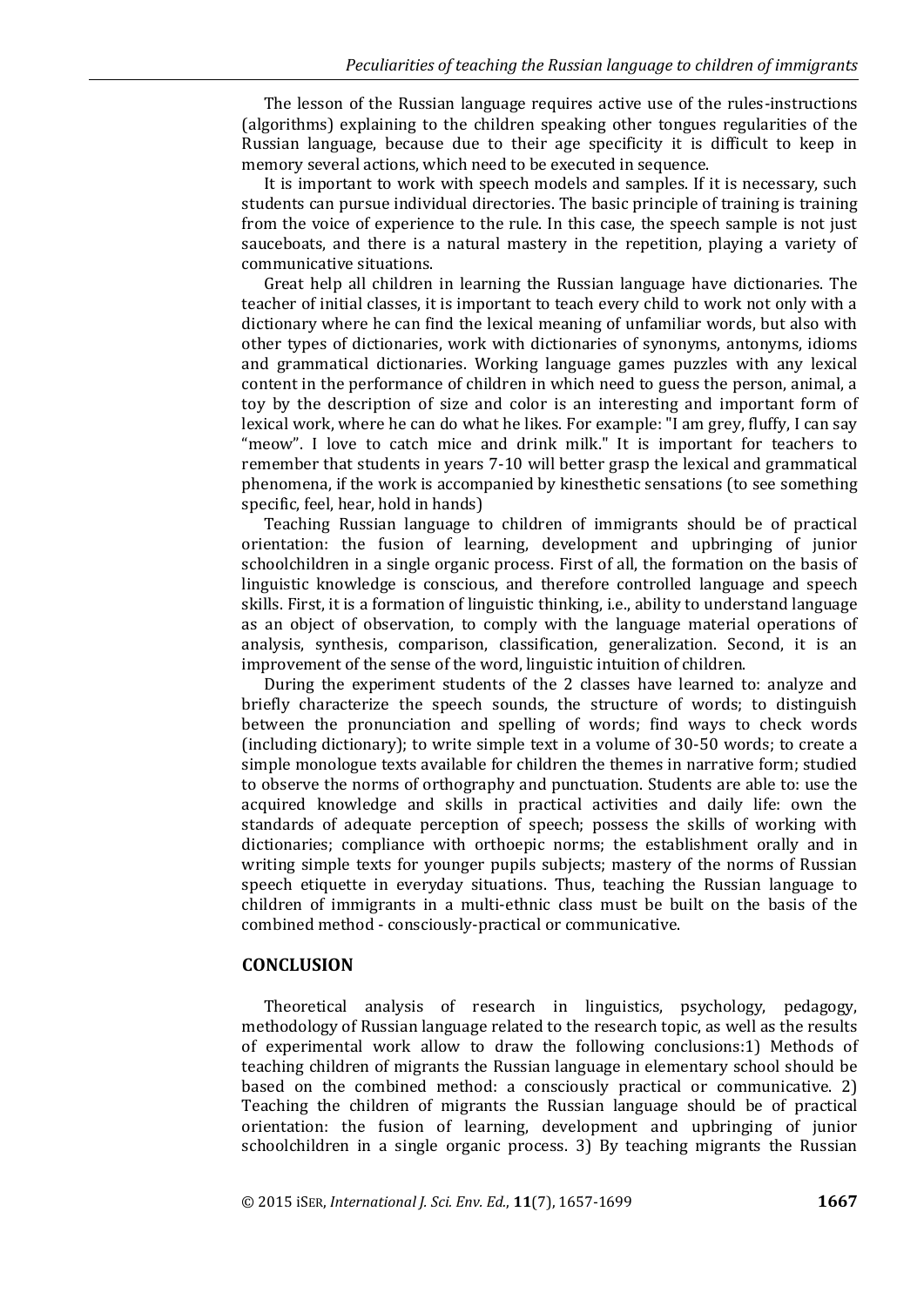The lesson of the Russian language requires active use of the rules-instructions (algorithms) explaining to the children speaking other tongues regularities of the Russian language, because due to their age specificity it is difficult to keep in memory several actions, which need to be executed in sequence.

It is important to work with speech models and samples. If it is necessary, such students can pursue individual directories. The basic principle of training is training from the voice of experience to the rule. In this case, the speech sample is not just sauceboats, and there is a natural mastery in the repetition, playing a variety of communicative situations.

Great help all children in learning the Russian language have dictionaries. The teacher of initial classes, it is important to teach every child to work not only with a dictionary where he can find the lexical meaning of unfamiliar words, but also with other types of dictionaries, work with dictionaries of synonyms, antonyms, idioms and grammatical dictionaries. Working language games puzzles with any lexical content in the performance of children in which need to guess the person, animal, a toy by the description of size and color is an interesting and important form of lexical work, where he can do what he likes. For example: "I am grey, fluffy, I can say "meow". I love to catch mice and drink milk." It is important for teachers to remember that students in years 7-10 will better grasp the lexical and grammatical phenomena, if the work is accompanied by kinesthetic sensations (to see something specific, feel, hear, hold in hands)

Teaching Russian language to children of immigrants should be of practical orientation: the fusion of learning, development and upbringing of junior schoolchildren in a single organic process. First of all, the formation on the basis of linguistic knowledge is conscious, and therefore controlled language and speech skills. First, it is a formation of linguistic thinking, i.e., ability to understand language as an object of observation, to comply with the language material operations of analysis, synthesis, comparison, classification, generalization. Second, it is an improvement of the sense of the word, linguistic intuition of children.

During the experiment students of the 2 classes have learned to: analyze and briefly characterize the speech sounds, the structure of words; to distinguish between the pronunciation and spelling of words; find ways to check words (including dictionary); to write simple text in a volume of 30-50 words; to create a simple monologue texts available for children the themes in narrative form; studied to observe the norms of orthography and punctuation. Students are able to: use the acquired knowledge and skills in practical activities and daily life: own the standards of adequate perception of speech; possess the skills of working with dictionaries; compliance with orthoepic norms; the establishment orally and in writing simple texts for younger pupils subjects; mastery of the norms of Russian speech etiquette in everyday situations. Thus, teaching the Russian language to children of immigrants in a multi-ethnic class must be built on the basis of the combined method - consciously-practical or communicative.

## CONCLUSION

Theoretical analysis of research in linguistics, psychology, pedagogy, methodology of Russian language related to the research topic, as well as the results of experimental work allow to draw the following conclusions:1) Methods of teaching children of migrants the Russian language in elementary school should be based on the combined method: a consciously practical or communicative. 2) Teaching the children of migrants the Russian language should be of practical orientation: the fusion of learning, development and upbringing of junior schoolchildren in a single organic process. 3) By teaching migrants the Russian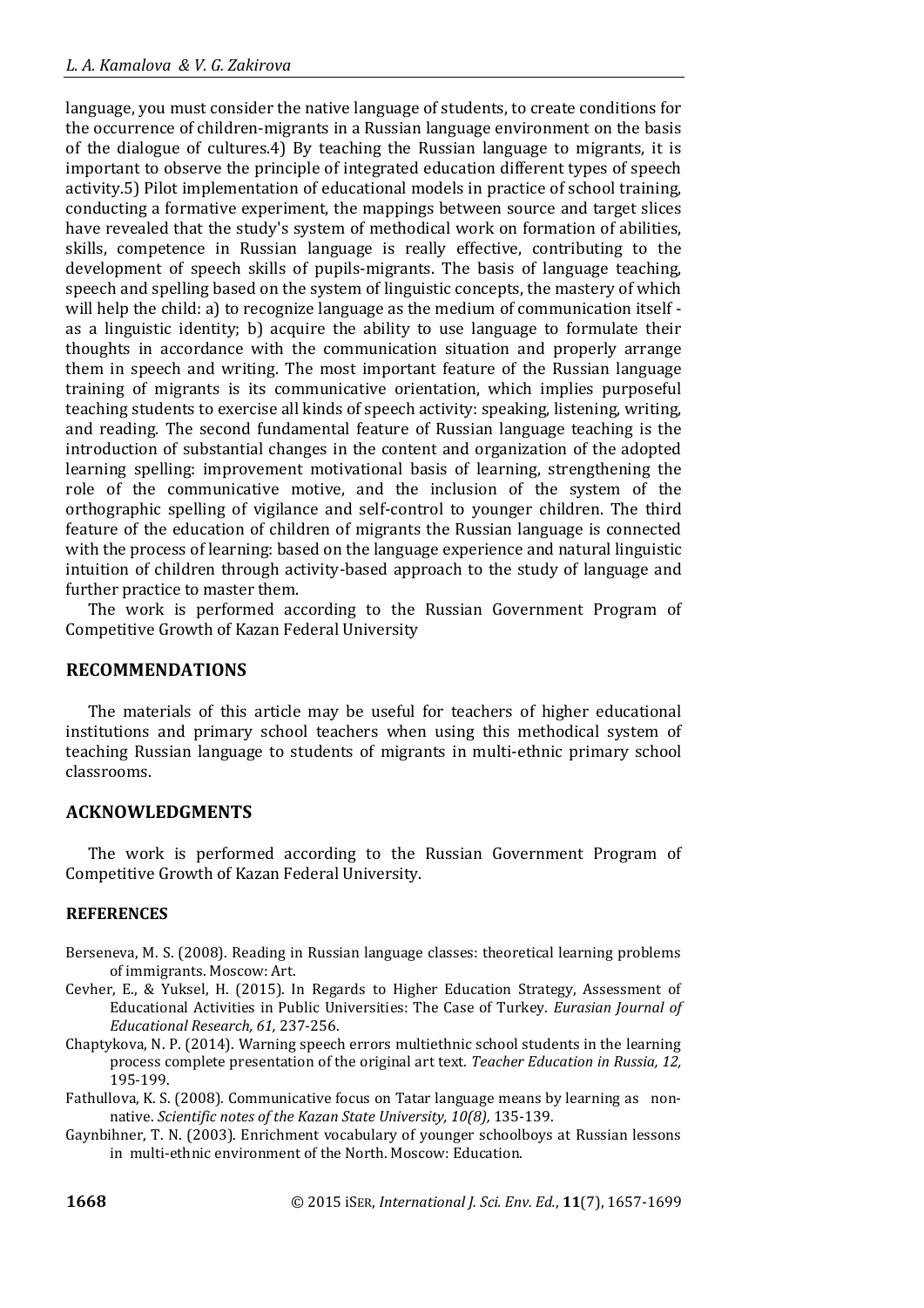language, you must consider the native language of students, to create conditions for the occurrence of children-migrants in a Russian language environment on the basis of the dialogue of cultures.4) By teaching the Russian language to migrants, it is important to observe the principle of integrated education different types of speech activity.5) Pilot implementation of educational models in practice of school training, conducting a formative experiment, the mappings between source and target slices have revealed that the study's system of methodical work on formation of abilities, skills, competence in Russian language is really effective, contributing to the development of speech skills of pupils-migrants. The basis of language teaching, speech and spelling based on the system of linguistic concepts, the mastery of which will help the child: a) to recognize language as the medium of communication itself - as a linguistic identity; b) acquire the ability to use language to formulate their thoughts in accordance with the communication situation and properly arrange them in speech and writing. The most important feature of the Russian language training of migrants is its communicative orientation, which implies purposeful teaching students to exercise all kinds of speech activity: speaking, listening, writing, and reading. The second fundamental feature of Russian language teaching is the introduction of substantial changes in the content and organization of the adopted learning spelling: improvement motivational basis of learning, strengthening the role of the communicative motive, and the inclusion of the system of the orthographic spelling of vigilance and self-control to younger children. The third feature of the education of children of migrants the Russian language is connected with the process of learning: based on the language experience and natural linguistic intuition of children through activity-based approach to the study of language and further practice to master them.

The work is performed according to the Russian Government Program of Competitive Growth of Kazan Federal University

## RECOMMENDATIONS

The materials of this article may be useful for teachers of higher educational institutions and primary school teachers when using this methodical system of teaching Russian language to students of migrants in multi-ethnic primary school classrooms.

## ACKNOWLEDGMENTS

The work is performed according to the Russian Government Program of Competitive Growth of Kazan Federal University.

### REFERENCES

Berseneva, M. S. (2008). Reading in Russian language classes: theoretical learning problems of immigrants. Moscow: Art.

Cevher, E., & Yuksel, H. (2015). In Regards to Higher Education Strategy, Assessment of Educational Activities in Public Universities: The Case of Turkey. *Eurasian Journal of Educational Research, 61,* 237-256.

Chaptykova, N. P. (2014). Warning speech errors multiethnic school students in the learning process complete presentation of the original art text. *Teacher Education in Russia, 12,* 195-199.

Fathullova, K. S. (2008). Communicative focus on Tatar language means by learning as non-native. *Scientific notes of the Kazan State University, 10(8),* 135-139.

Gaynbihner, T. N. (2003). Enrichment vocabulary of younger schoolboys at Russian lessons in multi-ethnic environment of the North. Moscow: Education.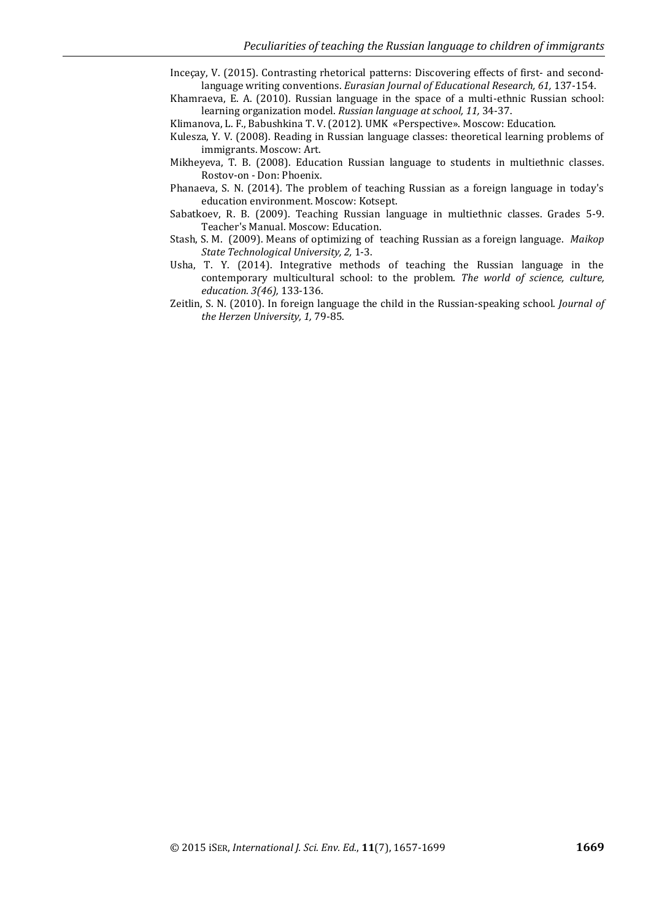Inceçay, V. (2015). Contrasting rhetorical patterns: Discovering effects of first- and second-language writing conventions. *Eurasian Journal of Educational Research, 61,* 137-154.

Khamraeva, E. A. (2010). Russian language in the space of a multi-ethnic Russian school: learning organization model. *Russian language at school, 11,* 34-37.

Klimanova, L. F., Babushkina T. V. (2012). UMK «Perspective». Moscow: Education.

Kulesza, Y. V. (2008). Reading in Russian language classes: theoretical learning problems of immigrants. Moscow: Art.

Mikheyeva, T. B. (2008). Education Russian language to students in multiethnic classes. Rostov-on - Don: Phoenix.

Phanaeva, S. N. (2014). The problem of teaching Russian as a foreign language in today's education environment. Moscow: Kotsept.

Sabatkoev, R. B. (2009). Teaching Russian language in multiethnic classes. Grades 5-9. Teacher's Manual. Moscow: Education.

Stash, S. M. (2009). Means of optimizing of teaching Russian as a foreign language. *Maikop State Technological University, 2,* 1-3.

Usha, T. Y. (2014). Integrative methods of teaching the Russian language in the contemporary multicultural school: to the problem. *The world of science, culture, education. 3(46),* 133-136.

Zeitlin, S. N. (2010). In foreign language the child in the Russian-speaking school. *Journal of the Herzen University, 1,* 79-85.